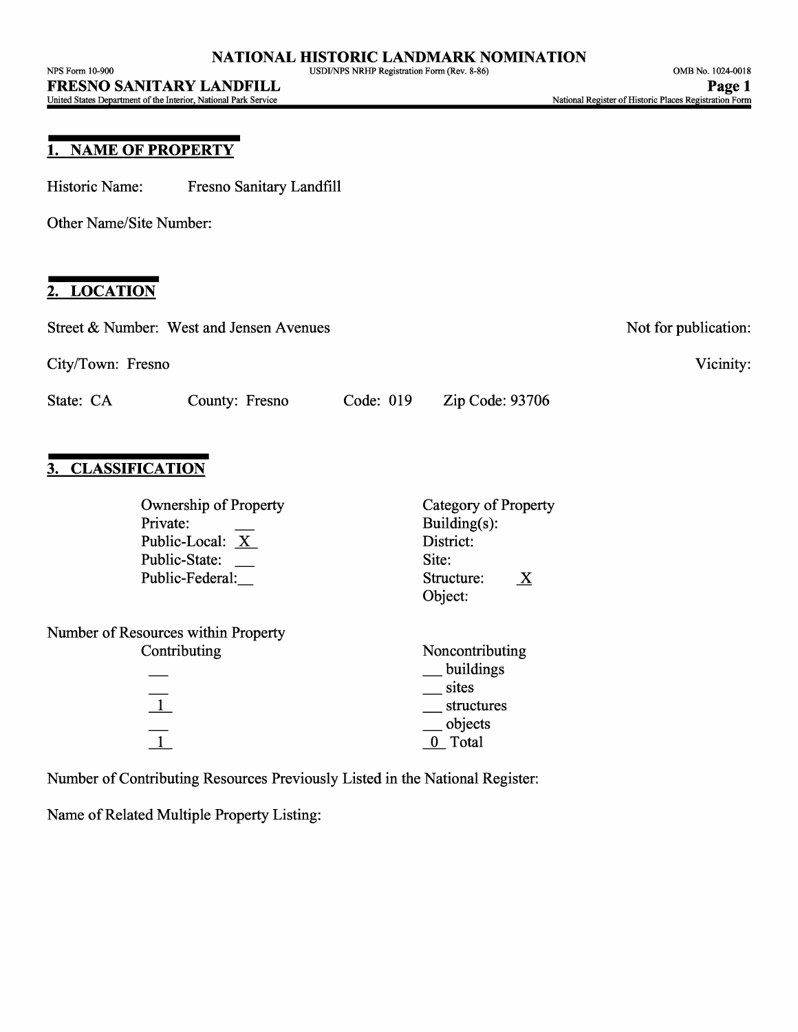## 1. NAME OF PROPERTY

Historic Name: Fresno Sanitary Landfill

Other Name/Site Number:

## 2. LOCATION

Street & Number: West and Jensen Avenues | Not for publication:

City/Town: Fresno | Vicinity:

State: CA | County: Fresno | Code: 019 | Zip Code: 93706

## 3. CLASSIFICATION

| Ownership of Property | | Category of Property | |
|---|---|---|---|
| Private: | ___ | Building(s): | |
| Public-Local: | X | District: | |
| Public-State: | ___ | Site: | |
| Public-Federal: | ___ | Structure: | X |
| | | Object: | |

Number of Resources within Property

| Contributing | Noncontributing | |
|---|---|---|
| ___ | ___ | buildings |
| ___ | ___ | sites |
| 1 | ___ | structures |
| ___ | ___ | objects |
| 1 | 0 | Total |

Number of Contributing Resources Previously Listed in the National Register:

Name of Related Multiple Property Listing: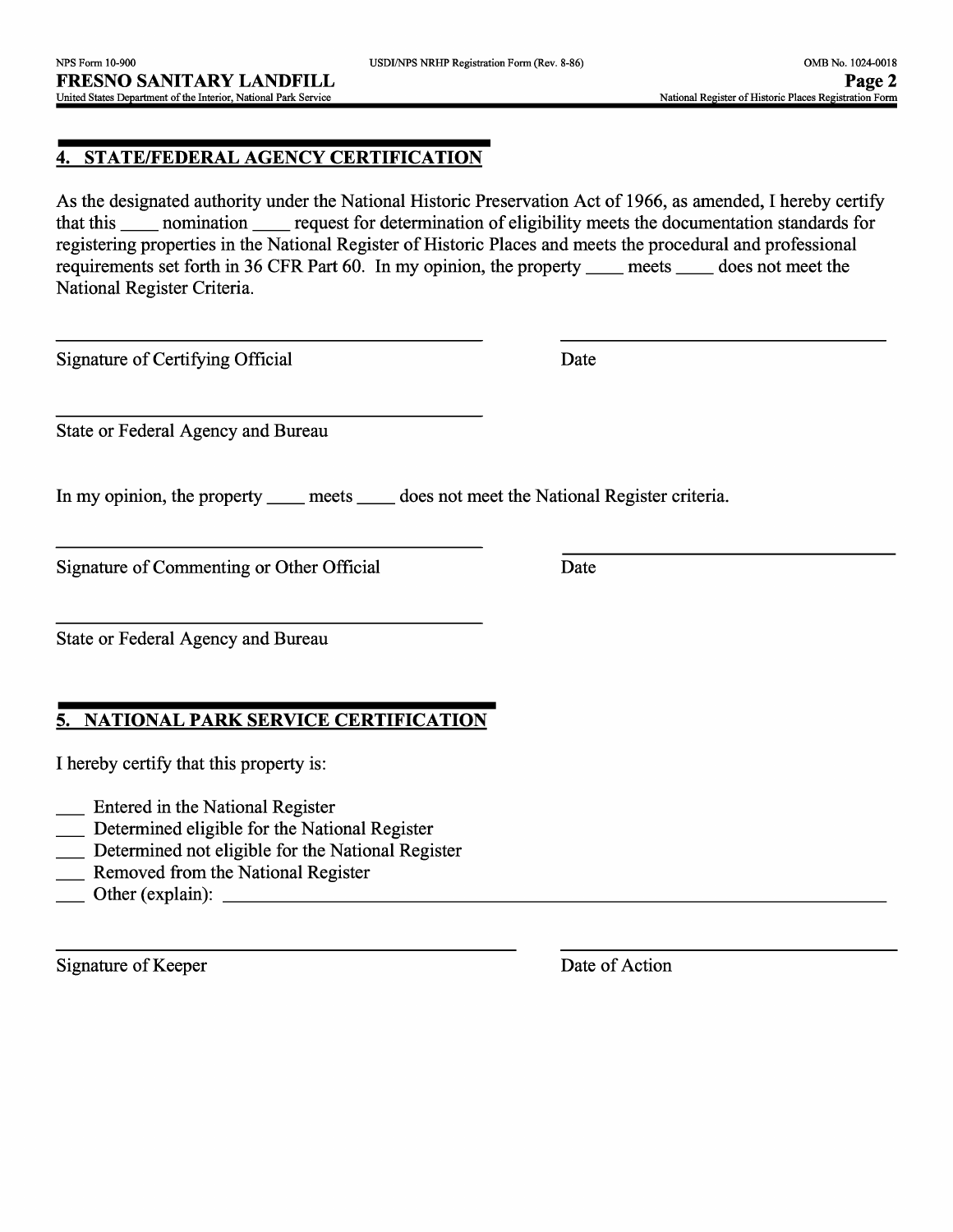## 4. STATE/FEDERAL AGENCY CERTIFICATION

As the designated authority under the National Historic Preservation Act of 1966, as amended, I hereby certify that this ____ nomination ____ request for determination of eligibility meets the documentation standards for registering properties in the National Register of Historic Places and meets the procedural and professional requirements set forth in 36 CFR Part 60. In my opinion, the property ____ meets ____ does not meet the National Register Criteria.

______________________________________ ______________________________

Signature of Certifying Official Date

______________________________________

State or Federal Agency and Bureau

In my opinion, the property ____ meets ____ does not meet the National Register criteria.

______________________________________ ______________________________

Signature of Commenting or Other Official Date

______________________________________

State or Federal Agency and Bureau

## 5. NATIONAL PARK SERVICE CERTIFICATION

I hereby certify that this property is:

___ Entered in the National Register
___ Determined eligible for the National Register
___ Determined not eligible for the National Register
___ Removed from the National Register
___ Other (explain): ______________________________________

______________________________________ ______________________________

Signature of Keeper Date of Action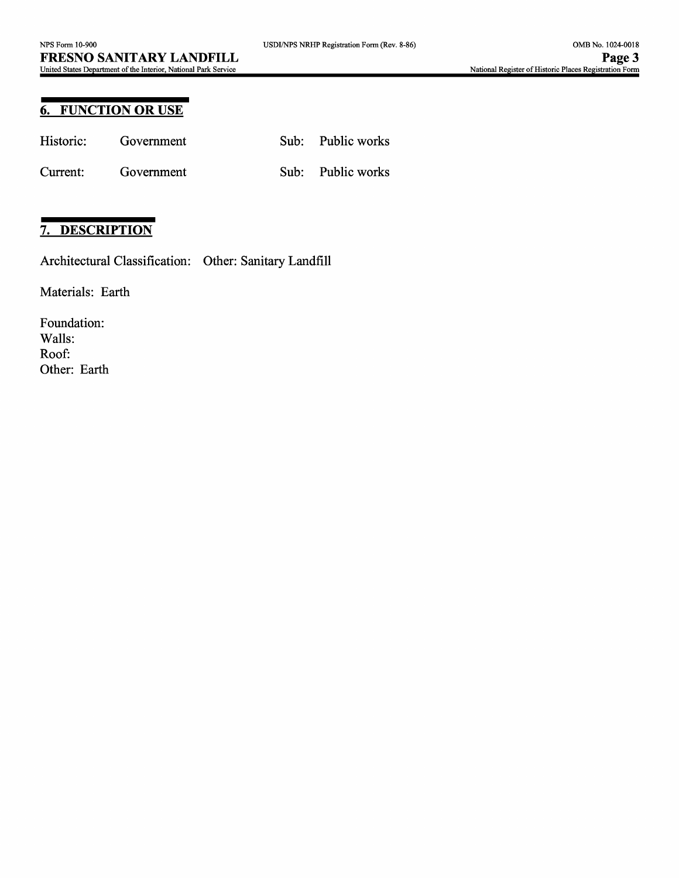## 6. FUNCTION OR USE

Historic: Government Sub: Public works

Current: Government Sub: Public works

## 7. DESCRIPTION

Architectural Classification: Other: Sanitary Landfill

Materials: Earth

Foundation:
Walls:
Roof:
Other: Earth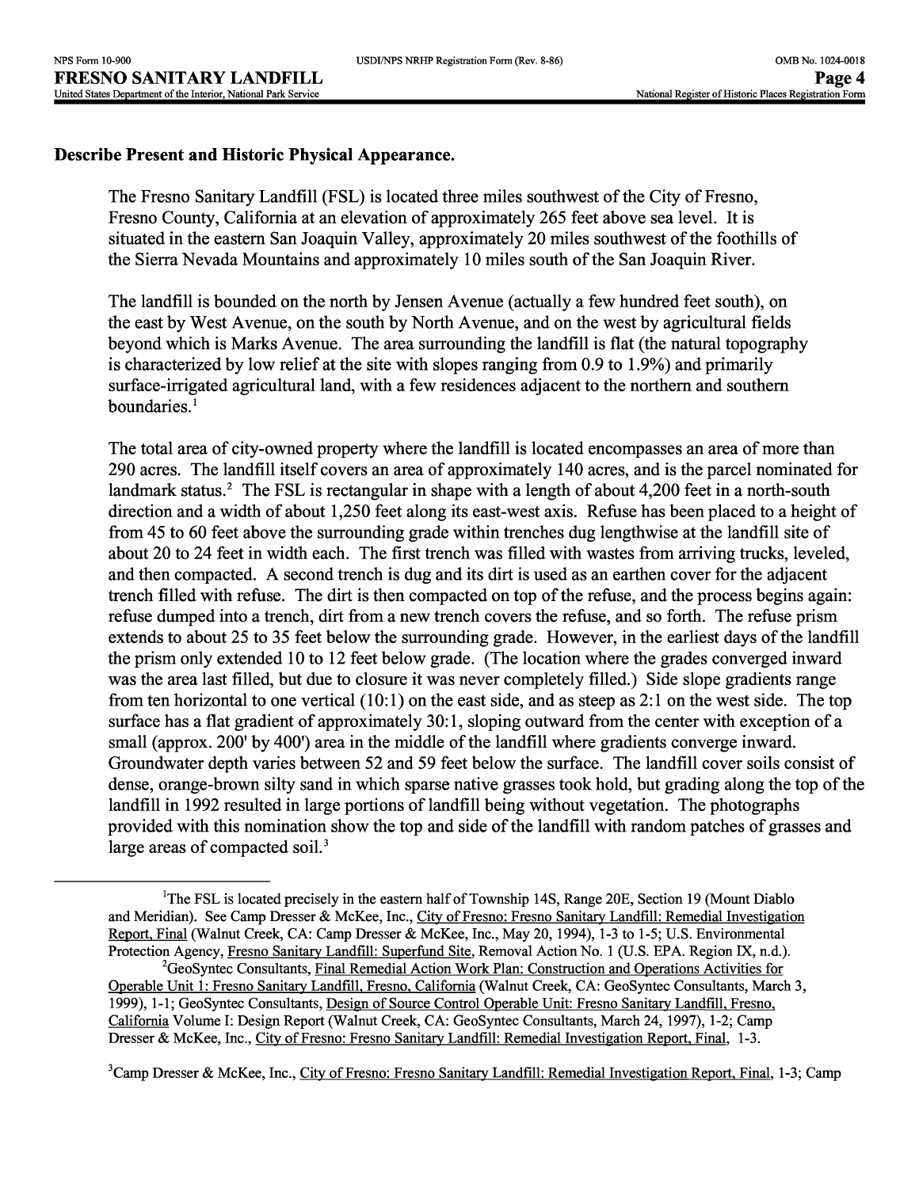**Describe Present and Historic Physical Appearance.**

The Fresno Sanitary Landfill (FSL) is located three miles southwest of the City of Fresno, Fresno County, California at an elevation of approximately 265 feet above sea level. It is situated in the eastern San Joaquin Valley, approximately 20 miles southwest of the foothills of the Sierra Nevada Mountains and approximately 10 miles south of the San Joaquin River.

The landfill is bounded on the north by Jensen Avenue (actually a few hundred feet south), on the east by West Avenue, on the south by North Avenue, and on the west by agricultural fields beyond which is Marks Avenue. The area surrounding the landfill is flat (the natural topography is characterized by low relief at the site with slopes ranging from 0.9 to 1.9%) and primarily surface-irrigated agricultural land, with a few residences adjacent to the northern and southern boundaries.[1]

The total area of city-owned property where the landfill is located encompasses an area of more than 290 acres. The landfill itself covers an area of approximately 140 acres, and is the parcel nominated for landmark status.[2] The FSL is rectangular in shape with a length of about 4,200 feet in a north-south direction and a width of about 1,250 feet along its east-west axis. Refuse has been placed to a height of from 45 to 60 feet above the surrounding grade within trenches dug lengthwise at the landfill site of about 20 to 24 feet in width each. The first trench was filled with wastes from arriving trucks, leveled, and then compacted. A second trench is dug and its dirt is used as an earthen cover for the adjacent trench filled with refuse. The dirt is then compacted on top of the refuse, and the process begins again: refuse dumped into a trench, dirt from a new trench covers the refuse, and so forth. The refuse prism extends to about 25 to 35 feet below the surrounding grade. However, in the earliest days of the landfill the prism only extended 10 to 12 feet below grade. (The location where the grades converged inward was the area last filled, but due to closure it was never completely filled.) Side slope gradients range from ten horizontal to one vertical (10:1) on the east side, and as steep as 2:1 on the west side. The top surface has a flat gradient of approximately 30:1, sloping outward from the center with exception of a small (approx. 200' by 400') area in the middle of the landfill where gradients converge inward. Groundwater depth varies between 52 and 59 feet below the surface. The landfill cover soils consist of dense, orange-brown silty sand in which sparse native grasses took hold, but grading along the top of the landfill in 1992 resulted in large portions of landfill being without vegetation. The photographs provided with this nomination show the top and side of the landfill with random patches of grasses and large areas of compacted soil.[3]

---

[1] The FSL is located precisely in the eastern half of Township 14S, Range 20E, Section 19 (Mount Diablo and Meridian). See Camp Dresser & McKee, Inc., City of Fresno: Fresno Sanitary Landfill: Remedial Investigation Report, Final (Walnut Creek, CA: Camp Dresser & McKee, Inc., May 20, 1994), 1-3 to 1-5; U.S. Environmental Protection Agency, Fresno Sanitary Landfill: Superfund Site, Removal Action No. 1 (U.S. EPA. Region IX, n.d.).

[2] GeoSyntec Consultants, Final Remedial Action Work Plan: Construction and Operations Activities for Operable Unit 1: Fresno Sanitary Landfill, Fresno, California (Walnut Creek, CA: GeoSyntec Consultants, March 3, 1999), 1-1; GeoSyntec Consultants, Design of Source Control Operable Unit: Fresno Sanitary Landfill, Fresno, California Volume I: Design Report (Walnut Creek, CA: GeoSyntec Consultants, March 24, 1997), 1-2; Camp Dresser & McKee, Inc., City of Fresno: Fresno Sanitary Landfill: Remedial Investigation Report, Final, 1-3.

[3] Camp Dresser & McKee, Inc., City of Fresno: Fresno Sanitary Landfill: Remedial Investigation Report, Final, 1-3; Camp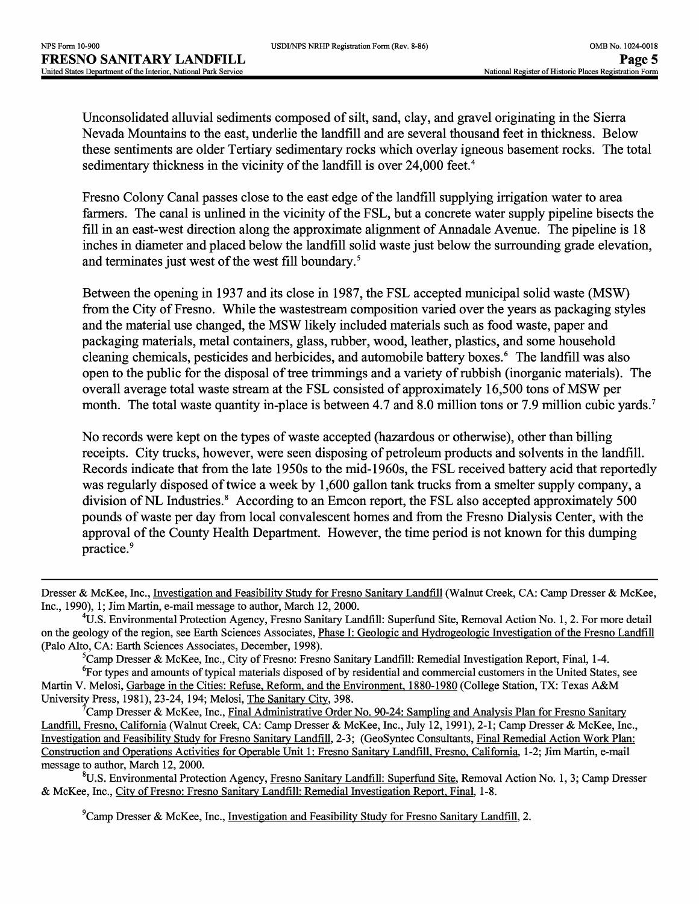Unconsolidated alluvial sediments composed of silt, sand, clay, and gravel originating in the Sierra Nevada Mountains to the east, underlie the landfill and are several thousand feet in thickness. Below these sentiments are older Tertiary sedimentary rocks which overlay igneous basement rocks. The total sedimentary thickness in the vicinity of the landfill is over 24,000 feet.[4]

Fresno Colony Canal passes close to the east edge of the landfill supplying irrigation water to area farmers. The canal is unlined in the vicinity of the FSL, but a concrete water supply pipeline bisects the fill in an east-west direction along the approximate alignment of Annadale Avenue. The pipeline is 18 inches in diameter and placed below the landfill solid waste just below the surrounding grade elevation, and terminates just west of the west fill boundary.[5]

Between the opening in 1937 and its close in 1987, the FSL accepted municipal solid waste (MSW) from the City of Fresno. While the wastestream composition varied over the years as packaging styles and the material use changed, the MSW likely included materials such as food waste, paper and packaging materials, metal containers, glass, rubber, wood, leather, plastics, and some household cleaning chemicals, pesticides and herbicides, and automobile battery boxes.[6] The landfill was also open to the public for the disposal of tree trimmings and a variety of rubbish (inorganic materials). The overall average total waste stream at the FSL consisted of approximately 16,500 tons of MSW per month. The total waste quantity in-place is between 4.7 and 8.0 million tons or 7.9 million cubic yards.[7]

No records were kept on the types of waste accepted (hazardous or otherwise), other than billing receipts. City trucks, however, were seen disposing of petroleum products and solvents in the landfill. Records indicate that from the late 1950s to the mid-1960s, the FSL received battery acid that reportedly was regularly disposed of twice a week by 1,600 gallon tank trucks from a smelter supply company, a division of NL Industries.[8] According to an Emcon report, the FSL also accepted approximately 500 pounds of waste per day from local convalescent homes and from the Fresno Dialysis Center, with the approval of the County Health Department. However, the time period is not known for this dumping practice.[9]

---

Dresser & McKee, Inc., Investigation and Feasibility Study for Fresno Sanitary Landfill (Walnut Creek, CA: Camp Dresser & McKee, Inc., 1990), 1; Jim Martin, e-mail message to author, March 12, 2000.

[4]U.S. Environmental Protection Agency, Fresno Sanitary Landfill: Superfund Site, Removal Action No. 1, 2. For more detail on the geology of the region, see Earth Sciences Associates, Phase I: Geologic and Hydrogeologic Investigation of the Fresno Landfill (Palo Alto, CA: Earth Sciences Associates, December, 1998).

[5]Camp Dresser & McKee, Inc., City of Fresno: Fresno Sanitary Landfill: Remedial Investigation Report, Final, 1-4.

[6]For types and amounts of typical materials disposed of by residential and commercial customers in the United States, see Martin V. Melosi, Garbage in the Cities: Refuse, Reform, and the Environment, 1880-1980 (College Station, TX: Texas A&M University Press, 1981), 23-24, 194; Melosi, The Sanitary City, 398.

[7]Camp Dresser & McKee, Inc., Final Administrative Order No. 90-24: Sampling and Analysis Plan for Fresno Sanitary Landfill, Fresno, California (Walnut Creek, CA: Camp Dresser & McKee, Inc., July 12, 1991), 2-1; Camp Dresser & McKee, Inc., Investigation and Feasibility Study for Fresno Sanitary Landfill, 2-3; (GeoSyntec Consultants, Final Remedial Action Work Plan: Construction and Operations Activities for Operable Unit 1: Fresno Sanitary Landfill, Fresno, California, 1-2; Jim Martin, e-mail message to author, March 12, 2000.

[8]U.S. Environmental Protection Agency, Fresno Sanitary Landfill: Superfund Site, Removal Action No. 1, 3; Camp Dresser & McKee, Inc., City of Fresno: Fresno Sanitary Landfill: Remedial Investigation Report, Final, 1-8.

[9]Camp Dresser & McKee, Inc., Investigation and Feasibility Study for Fresno Sanitary Landfill, 2.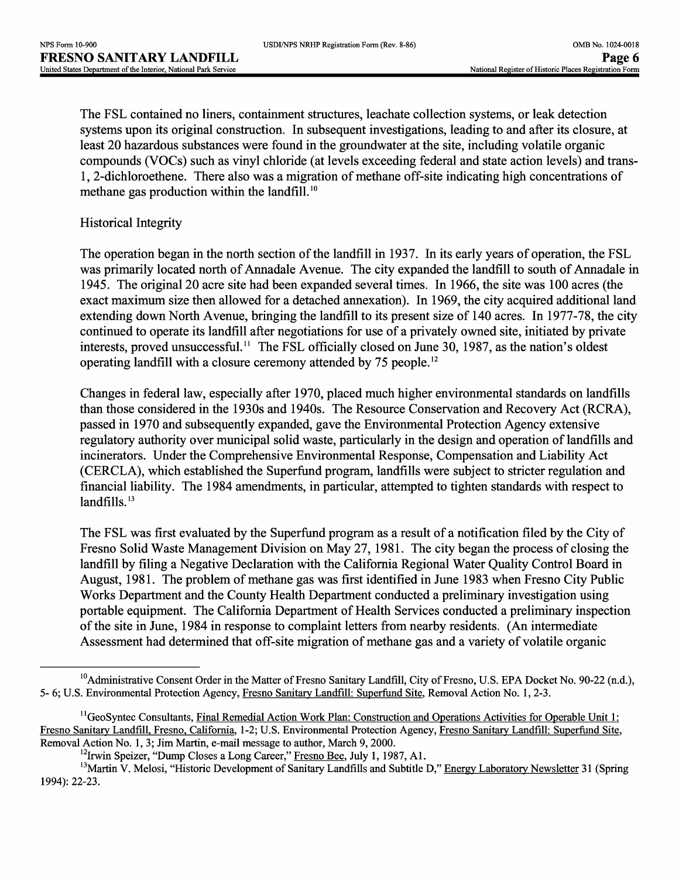The FSL contained no liners, containment structures, leachate collection systems, or leak detection systems upon its original construction. In subsequent investigations, leading to and after its closure, at least 20 hazardous substances were found in the groundwater at the site, including volatile organic compounds (VOCs) such as vinyl chloride (at levels exceeding federal and state action levels) and trans-1, 2-dichloroethene. There also was a migration of methane off-site indicating high concentrations of methane gas production within the landfill.[10]

Historical Integrity

The operation began in the north section of the landfill in 1937. In its early years of operation, the FSL was primarily located north of Annadale Avenue. The city expanded the landfill to south of Annadale in 1945. The original 20 acre site had been expanded several times. In 1966, the site was 100 acres (the exact maximum size then allowed for a detached annexation). In 1969, the city acquired additional land extending down North Avenue, bringing the landfill to its present size of 140 acres. In 1977-78, the city continued to operate its landfill after negotiations for use of a privately owned site, initiated by private interests, proved unsuccessful.[11] The FSL officially closed on June 30, 1987, as the nation's oldest operating landfill with a closure ceremony attended by 75 people.[12]

Changes in federal law, especially after 1970, placed much higher environmental standards on landfills than those considered in the 1930s and 1940s. The Resource Conservation and Recovery Act (RCRA), passed in 1970 and subsequently expanded, gave the Environmental Protection Agency extensive regulatory authority over municipal solid waste, particularly in the design and operation of landfills and incinerators. Under the Comprehensive Environmental Response, Compensation and Liability Act (CERCLA), which established the Superfund program, landfills were subject to stricter regulation and financial liability. The 1984 amendments, in particular, attempted to tighten standards with respect to landfills.[13]

The FSL was first evaluated by the Superfund program as a result of a notification filed by the City of Fresno Solid Waste Management Division on May 27, 1981. The city began the process of closing the landfill by filing a Negative Declaration with the California Regional Water Quality Control Board in August, 1981. The problem of methane gas was first identified in June 1983 when Fresno City Public Works Department and the County Health Department conducted a preliminary investigation using portable equipment. The California Department of Health Services conducted a preliminary inspection of the site in June, 1984 in response to complaint letters from nearby residents. (An intermediate Assessment had determined that off-site migration of methane gas and a variety of volatile organic

---

[10] Administrative Consent Order in the Matter of Fresno Sanitary Landfill, City of Fresno, U.S. EPA Docket No. 90-22 (n.d.), 5- 6; U.S. Environmental Protection Agency, Fresno Sanitary Landfill: Superfund Site, Removal Action No. 1, 2-3.

[11] GeoSyntec Consultants, Final Remedial Action Work Plan: Construction and Operations Activities for Operable Unit 1: Fresno Sanitary Landfill, Fresno, California, 1-2; U.S. Environmental Protection Agency, Fresno Sanitary Landfill: Superfund Site, Removal Action No. 1, 3; Jim Martin, e-mail message to author, March 9, 2000.

[12] Irwin Speizer, "Dump Closes a Long Career," Fresno Bee, July 1, 1987, A1.

[13] Martin V. Melosi, "Historic Development of Sanitary Landfills and Subtitle D," Energy Laboratory Newsletter 31 (Spring 1994): 22-23.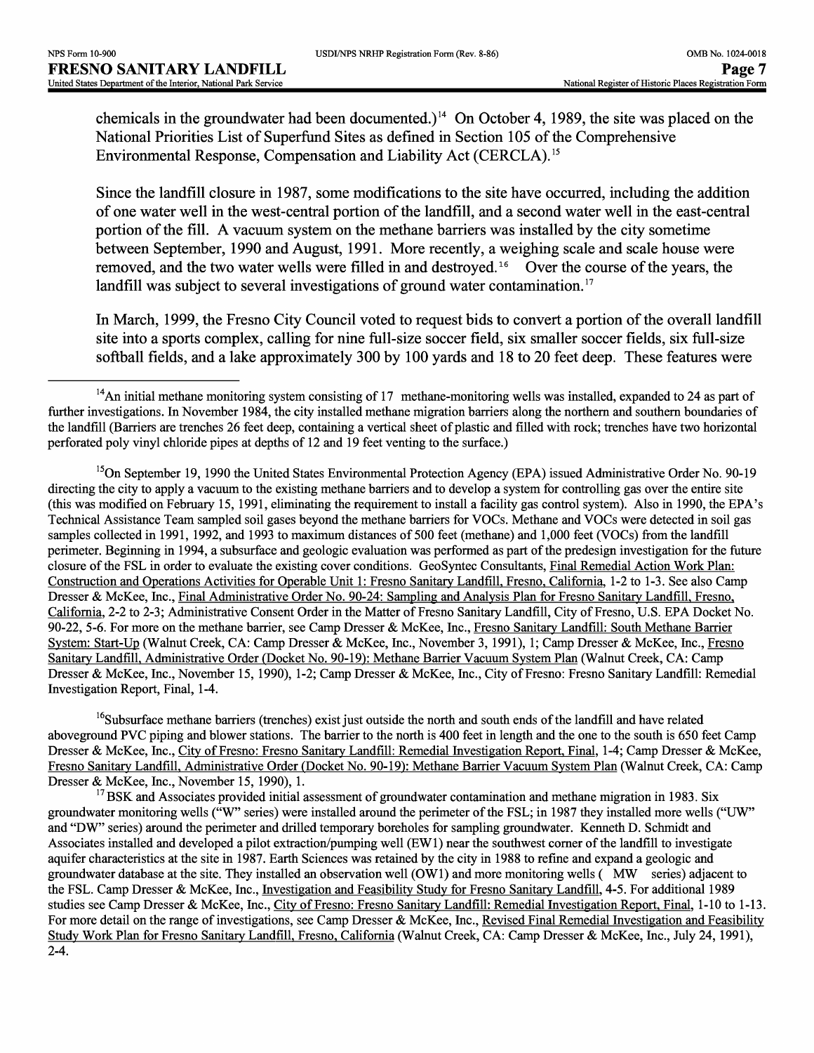chemicals in the groundwater had been documented.)[14] On October 4, 1989, the site was placed on the National Priorities List of Superfund Sites as defined in Section 105 of the Comprehensive Environmental Response, Compensation and Liability Act (CERCLA).[15]

Since the landfill closure in 1987, some modifications to the site have occurred, including the addition of one water well in the west-central portion of the landfill, and a second water well in the east-central portion of the fill. A vacuum system on the methane barriers was installed by the city sometime between September, 1990 and August, 1991. More recently, a weighing scale and scale house were removed, and the two water wells were filled in and destroyed.[16] Over the course of the years, the landfill was subject to several investigations of ground water contamination.[17]

In March, 1999, the Fresno City Council voted to request bids to convert a portion of the overall landfill site into a sports complex, calling for nine full-size soccer field, six smaller soccer fields, six full-size softball fields, and a lake approximately 300 by 100 yards and 18 to 20 feet deep. These features were

---

[14] An initial methane monitoring system consisting of 17 methane-monitoring wells was installed, expanded to 24 as part of further investigations. In November 1984, the city installed methane migration barriers along the northern and southern boundaries of the landfill (Barriers are trenches 26 feet deep, containing a vertical sheet of plastic and filled with rock; trenches have two horizontal perforated poly vinyl chloride pipes at depths of 12 and 19 feet venting to the surface.)

[15] On September 19, 1990 the United States Environmental Protection Agency (EPA) issued Administrative Order No. 90-19 directing the city to apply a vacuum to the existing methane barriers and to develop a system for controlling gas over the entire site (this was modified on February 15, 1991, eliminating the requirement to install a facility gas control system). Also in 1990, the EPA's Technical Assistance Team sampled soil gases beyond the methane barriers for VOCs. Methane and VOCs were detected in soil gas samples collected in 1991, 1992, and 1993 to maximum distances of 500 feet (methane) and 1,000 feet (VOCs) from the landfill perimeter. Beginning in 1994, a subsurface and geologic evaluation was performed as part of the predesign investigation for the future closure of the FSL in order to evaluate the existing cover conditions. GeoSyntec Consultants, Final Remedial Action Work Plan: Construction and Operations Activities for Operable Unit 1: Fresno Sanitary Landfill, Fresno, California, 1-2 to 1-3. See also Camp Dresser & McKee, Inc., Final Administrative Order No. 90-24: Sampling and Analysis Plan for Fresno Sanitary Landfill, Fresno, California, 2-2 to 2-3; Administrative Consent Order in the Matter of Fresno Sanitary Landfill, City of Fresno, U.S. EPA Docket No. 90-22, 5-6. For more on the methane barrier, see Camp Dresser & McKee, Inc., Fresno Sanitary Landfill: South Methane Barrier System: Start-Up (Walnut Creek, CA: Camp Dresser & McKee, Inc., November 3, 1991), 1; Camp Dresser & McKee, Inc., Fresno Sanitary Landfill, Administrative Order (Docket No. 90-19): Methane Barrier Vacuum System Plan (Walnut Creek, CA: Camp Dresser & McKee, Inc., November 15, 1990), 1-2; Camp Dresser & McKee, Inc., City of Fresno: Fresno Sanitary Landfill: Remedial Investigation Report, Final, 1-4.

[16] Subsurface methane barriers (trenches) exist just outside the north and south ends of the landfill and have related aboveground PVC piping and blower stations. The barrier to the north is 400 feet in length and the one to the south is 650 feet Camp Dresser & McKee, Inc., City of Fresno: Fresno Sanitary Landfill: Remedial Investigation Report, Final, 1-4; Camp Dresser & McKee, Fresno Sanitary Landfill, Administrative Order (Docket No. 90-19): Methane Barrier Vacuum System Plan (Walnut Creek, CA: Camp Dresser & McKee, Inc., November 15, 1990), 1.

[17] BSK and Associates provided initial assessment of groundwater contamination and methane migration in 1983. Six groundwater monitoring wells ("W" series) were installed around the perimeter of the FSL; in 1987 they installed more wells ("UW" and "DW" series) around the perimeter and drilled temporary boreholes for sampling groundwater. Kenneth D. Schmidt and Associates installed and developed a pilot extraction/pumping well (EW1) near the southwest corner of the landfill to investigate aquifer characteristics at the site in 1987. Earth Sciences was retained by the city in 1988 to refine and expand a geologic and groundwater database at the site. They installed an observation well (OW1) and more monitoring wells ( MW series) adjacent to the FSL. Camp Dresser & McKee, Inc., Investigation and Feasibility Study for Fresno Sanitary Landfill, 4-5. For additional 1989 studies see Camp Dresser & McKee, Inc., City of Fresno: Fresno Sanitary Landfill: Remedial Investigation Report, Final, 1-10 to 1-13. For more detail on the range of investigations, see Camp Dresser & McKee, Inc., Revised Final Remedial Investigation and Feasibility Study Work Plan for Fresno Sanitary Landfill, Fresno, California (Walnut Creek, CA: Camp Dresser & McKee, Inc., July 24, 1991), 2-4.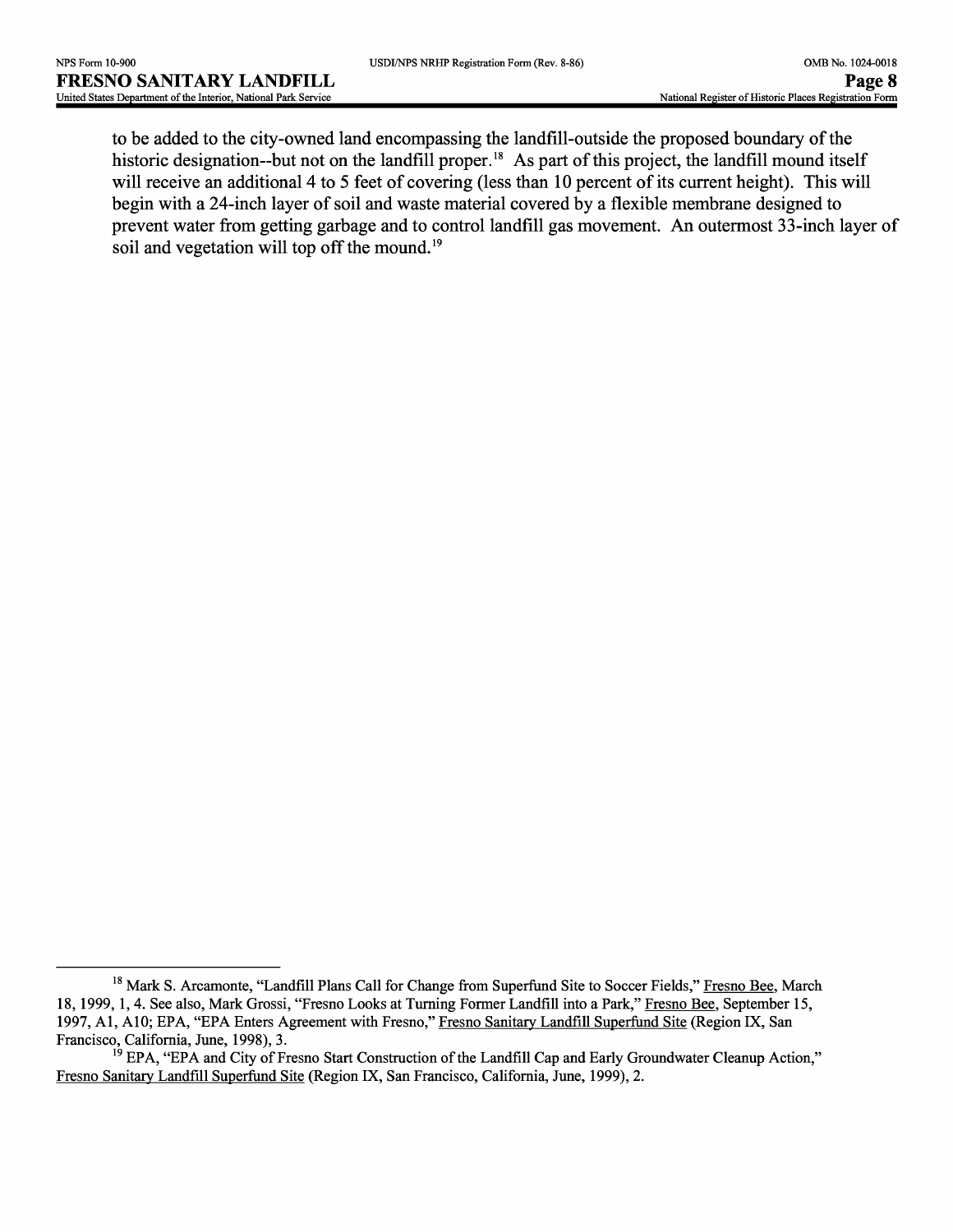to be added to the city-owned land encompassing the landfill-outside the proposed boundary of the historic designation--but not on the landfill proper.[18] As part of this project, the landfill mound itself will receive an additional 4 to 5 feet of covering (less than 10 percent of its current height). This will begin with a 24-inch layer of soil and waste material covered by a flexible membrane designed to prevent water from getting garbage and to control landfill gas movement. An outermost 33-inch layer of soil and vegetation will top off the mound.[19]

---

[18] Mark S. Arcamonte, "Landfill Plans Call for Change from Superfund Site to Soccer Fields," Fresno Bee, March 18, 1999, 1, 4. See also, Mark Grossi, "Fresno Looks at Turning Former Landfill into a Park," Fresno Bee, September 15, 1997, A1, A10; EPA, "EPA Enters Agreement with Fresno," Fresno Sanitary Landfill Superfund Site (Region IX, San Francisco, California, June, 1998), 3.

[19] EPA, "EPA and City of Fresno Start Construction of the Landfill Cap and Early Groundwater Cleanup Action," Fresno Sanitary Landfill Superfund Site (Region IX, San Francisco, California, June, 1999), 2.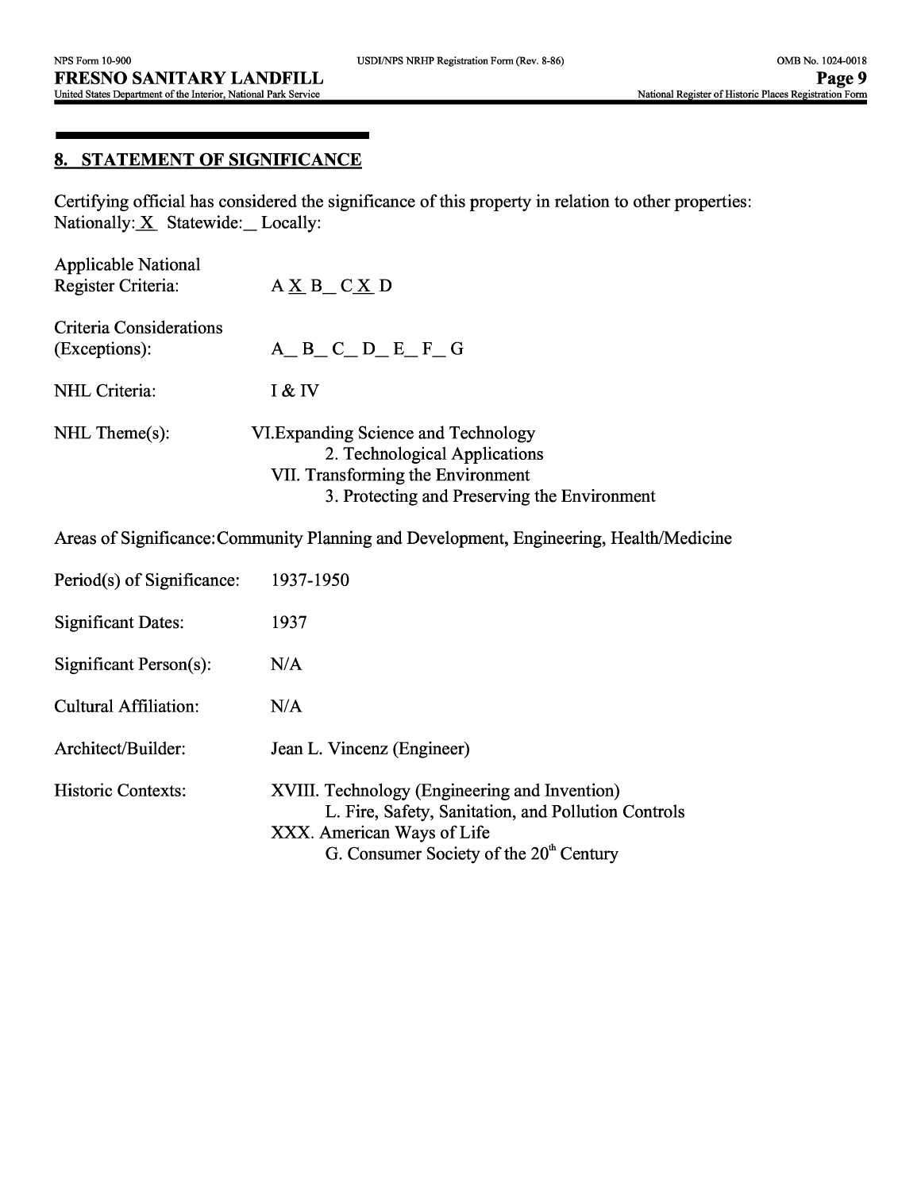## 8. STATEMENT OF SIGNIFICANCE

Certifying official has considered the significance of this property in relation to other properties:
Nationally: X  Statewide: _ Locally:

Applicable National Register Criteria: A X B _ C X D

Criteria Considerations (Exceptions): A _ B _ C _ D _ E _ F _ G

NHL Criteria: I & IV

NHL Theme(s): VI. Expanding Science and Technology
  2. Technological Applications
 VII. Transforming the Environment
  3. Protecting and Preserving the Environment

Areas of Significance: Community Planning and Development, Engineering, Health/Medicine

Period(s) of Significance: 1937-1950

Significant Dates: 1937

Significant Person(s): N/A

Cultural Affiliation: N/A

Architect/Builder: Jean L. Vincenz (Engineer)

Historic Contexts: XVIII. Technology (Engineering and Invention)
  L. Fire, Safety, Sanitation, and Pollution Controls
 XXX. American Ways of Life
  G. Consumer Society of the 20th Century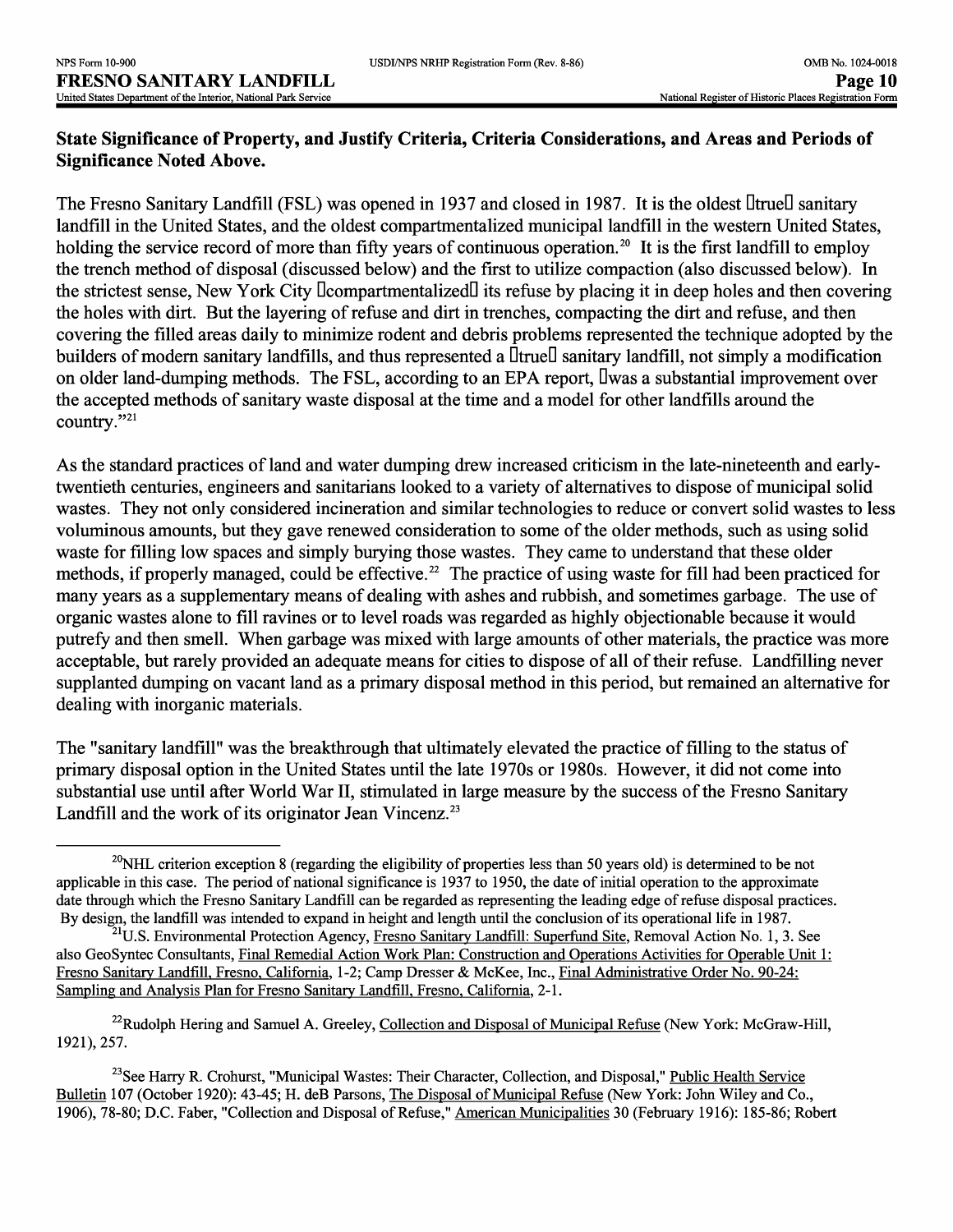**State Significance of Property, and Justify Criteria, Criteria Considerations, and Areas and Periods of Significance Noted Above.**

The Fresno Sanitary Landfill (FSL) was opened in 1937 and closed in 1987. It is the oldest "true" sanitary landfill in the United States, and the oldest compartmentalized municipal landfill in the western United States, holding the service record of more than fifty years of continuous operation.[20] It is the first landfill to employ the trench method of disposal (discussed below) and the first to utilize compaction (also discussed below). In the strictest sense, New York City "compartmentalized" its refuse by placing it in deep holes and then covering the holes with dirt. But the layering of refuse and dirt in trenches, compacting the dirt and refuse, and then covering the filled areas daily to minimize rodent and debris problems represented the technique adopted by the builders of modern sanitary landfills, and thus represented a "true" sanitary landfill, not simply a modification on older land-dumping methods. The FSL, according to an EPA report, "was a substantial improvement over the accepted methods of sanitary waste disposal at the time and a model for other landfills around the country."[21]

As the standard practices of land and water dumping drew increased criticism in the late-nineteenth and early-twentieth centuries, engineers and sanitarians looked to a variety of alternatives to dispose of municipal solid wastes. They not only considered incineration and similar technologies to reduce or convert solid wastes to less voluminous amounts, but they gave renewed consideration to some of the older methods, such as using solid waste for filling low spaces and simply burying those wastes. They came to understand that these older methods, if properly managed, could be effective.[22] The practice of using waste for fill had been practiced for many years as a supplementary means of dealing with ashes and rubbish, and sometimes garbage. The use of organic wastes alone to fill ravines or to level roads was regarded as highly objectionable because it would putrefy and then smell. When garbage was mixed with large amounts of other materials, the practice was more acceptable, but rarely provided an adequate means for cities to dispose of all of their refuse. Landfilling never supplanted dumping on vacant land as a primary disposal method in this period, but remained an alternative for dealing with inorganic materials.

The "sanitary landfill" was the breakthrough that ultimately elevated the practice of filling to the status of primary disposal option in the United States until the late 1970s or 1980s. However, it did not come into substantial use until after World War II, stimulated in large measure by the success of the Fresno Sanitary Landfill and the work of its originator Jean Vincenz.[23]

---

[20] NHL criterion exception 8 (regarding the eligibility of properties less than 50 years old) is determined to be not applicable in this case. The period of national significance is 1937 to 1950, the date of initial operation to the approximate date through which the Fresno Sanitary Landfill can be regarded as representing the leading edge of refuse disposal practices. By design, the landfill was intended to expand in height and length until the conclusion of its operational life in 1987.

[21] U.S. Environmental Protection Agency, Fresno Sanitary Landfill: Superfund Site, Removal Action No. 1, 3. See also GeoSyntec Consultants, Final Remedial Action Work Plan: Construction and Operations Activities for Operable Unit 1: Fresno Sanitary Landfill, Fresno, California, 1-2; Camp Dresser & McKee, Inc., Final Administrative Order No. 90-24: Sampling and Analysis Plan for Fresno Sanitary Landfill, Fresno, California, 2-1.

[22] Rudolph Hering and Samuel A. Greeley, Collection and Disposal of Municipal Refuse (New York: McGraw-Hill, 1921), 257.

[23] See Harry R. Crohurst, "Municipal Wastes: Their Character, Collection, and Disposal," Public Health Service Bulletin 107 (October 1920): 43-45; H. deB Parsons, The Disposal of Municipal Refuse (New York: John Wiley and Co., 1906), 78-80; D.C. Faber, "Collection and Disposal of Refuse," American Municipalities 30 (February 1916): 185-86; Robert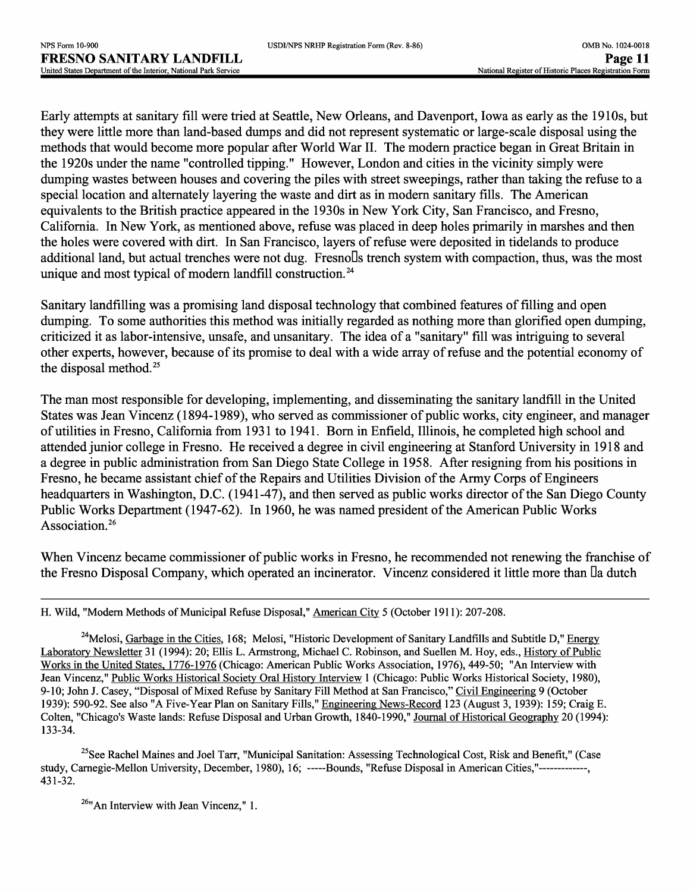Early attempts at sanitary fill were tried at Seattle, New Orleans, and Davenport, Iowa as early as the 1910s, but they were little more than land-based dumps and did not represent systematic or large-scale disposal using the methods that would become more popular after World War II. The modern practice began in Great Britain in the 1920s under the name "controlled tipping." However, London and cities in the vicinity simply were dumping wastes between houses and covering the piles with street sweepings, rather than taking the refuse to a special location and alternately layering the waste and dirt as in modern sanitary fills. The American equivalents to the British practice appeared in the 1930s in New York City, San Francisco, and Fresno, California. In New York, as mentioned above, refuse was placed in deep holes primarily in marshes and then the holes were covered with dirt. In San Francisco, layers of refuse were deposited in tidelands to produce additional land, but actual trenches were not dug. Fresno's trench system with compaction, thus, was the most unique and most typical of modern landfill construction.[24]

Sanitary landfilling was a promising land disposal technology that combined features of filling and open dumping. To some authorities this method was initially regarded as nothing more than glorified open dumping, criticized it as labor-intensive, unsafe, and unsanitary. The idea of a "sanitary" fill was intriguing to several other experts, however, because of its promise to deal with a wide array of refuse and the potential economy of the disposal method.[25]

The man most responsible for developing, implementing, and disseminating the sanitary landfill in the United States was Jean Vincenz (1894-1989), who served as commissioner of public works, city engineer, and manager of utilities in Fresno, California from 1931 to 1941. Born in Enfield, Illinois, he completed high school and attended junior college in Fresno. He received a degree in civil engineering at Stanford University in 1918 and a degree in public administration from San Diego State College in 1958. After resigning from his positions in Fresno, he became assistant chief of the Repairs and Utilities Division of the Army Corps of Engineers headquarters in Washington, D.C. (1941-47), and then served as public works director of the San Diego County Public Works Department (1947-62). In 1960, he was named president of the American Public Works Association.[26]

When Vincenz became commissioner of public works in Fresno, he recommended not renewing the franchise of the Fresno Disposal Company, which operated an incinerator. Vincenz considered it little more than "a dutch

---

H. Wild, "Modern Methods of Municipal Refuse Disposal," American City 5 (October 1911): 207-208.

[24] Melosi, Garbage in the Cities, 168; Melosi, "Historic Development of Sanitary Landfills and Subtitle D," Energy Laboratory Newsletter 31 (1994): 20; Ellis L. Armstrong, Michael C. Robinson, and Suellen M. Hoy, eds., History of Public Works in the United States, 1776-1976 (Chicago: American Public Works Association, 1976), 449-50; "An Interview with Jean Vincenz," Public Works Historical Society Oral History Interview 1 (Chicago: Public Works Historical Society, 1980), 9-10; John J. Casey, "Disposal of Mixed Refuse by Sanitary Fill Method at San Francisco," Civil Engineering 9 (October 1939): 590-92. See also "A Five-Year Plan on Sanitary Fills," Engineering News-Record 123 (August 3, 1939): 159; Craig E. Colten, "Chicago's Waste lands: Refuse Disposal and Urban Growth, 1840-1990," Journal of Historical Geography 20 (1994): 133-34.

[25] See Rachel Maines and Joel Tarr, "Municipal Sanitation: Assessing Technological Cost, Risk and Benefit," (Case study, Carnegie-Mellon University, December, 1980), 16; -----Bounds, "Refuse Disposal in American Cities,"-------------, 431-32.

[26] "An Interview with Jean Vincenz," 1.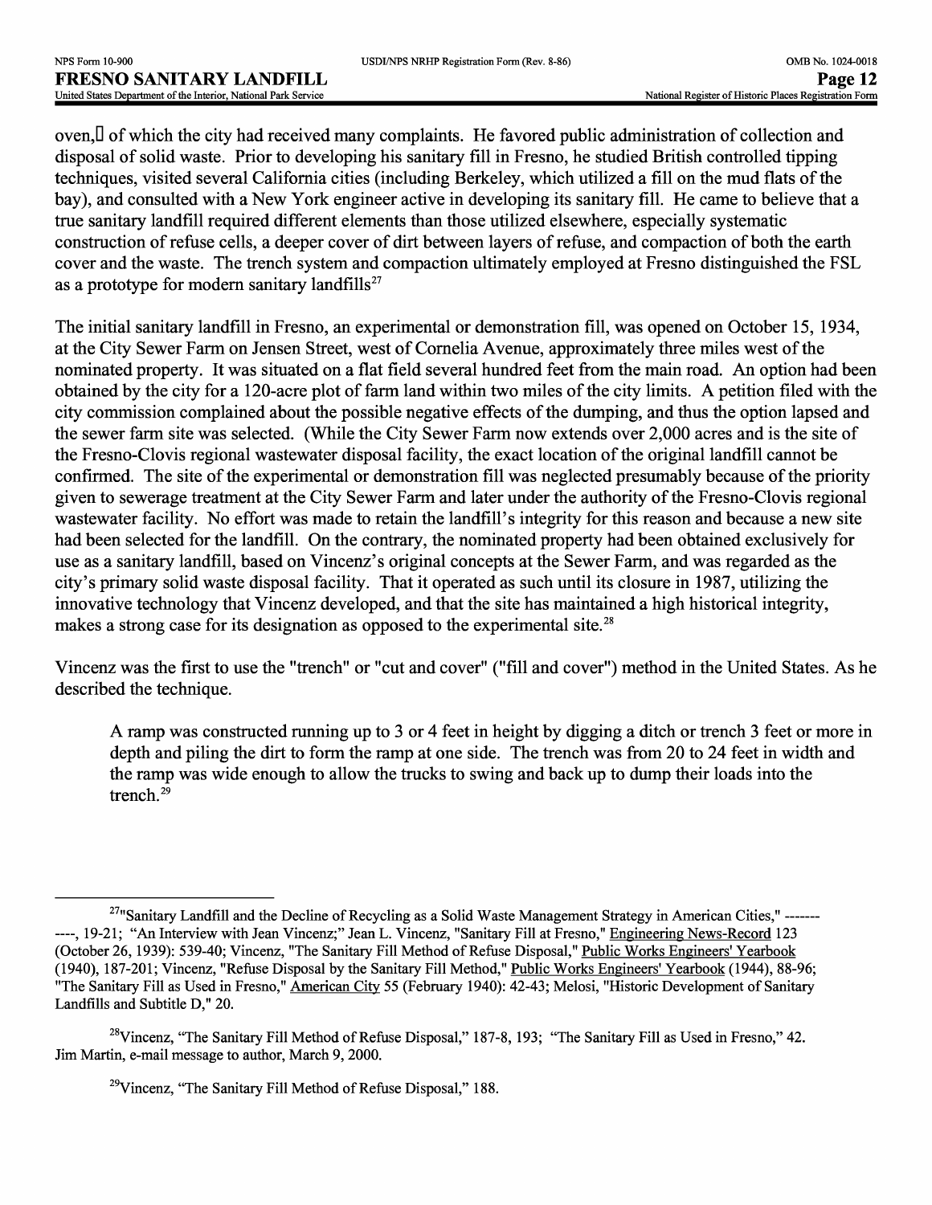oven," of which the city had received many complaints. He favored public administration of collection and disposal of solid waste. Prior to developing his sanitary fill in Fresno, he studied British controlled tipping techniques, visited several California cities (including Berkeley, which utilized a fill on the mud flats of the bay), and consulted with a New York engineer active in developing its sanitary fill. He came to believe that a true sanitary landfill required different elements than those utilized elsewhere, especially systematic construction of refuse cells, a deeper cover of dirt between layers of refuse, and compaction of both the earth cover and the waste. The trench system and compaction ultimately employed at Fresno distinguished the FSL as a prototype for modern sanitary landfills[27]

The initial sanitary landfill in Fresno, an experimental or demonstration fill, was opened on October 15, 1934, at the City Sewer Farm on Jensen Street, west of Cornelia Avenue, approximately three miles west of the nominated property. It was situated on a flat field several hundred feet from the main road. An option had been obtained by the city for a 120-acre plot of farm land within two miles of the city limits. A petition filed with the city commission complained about the possible negative effects of the dumping, and thus the option lapsed and the sewer farm site was selected. (While the City Sewer Farm now extends over 2,000 acres and is the site of the Fresno-Clovis regional wastewater disposal facility, the exact location of the original landfill cannot be confirmed. The site of the experimental or demonstration fill was neglected presumably because of the priority given to sewerage treatment at the City Sewer Farm and later under the authority of the Fresno-Clovis regional wastewater facility. No effort was made to retain the landfill's integrity for this reason and because a new site had been selected for the landfill. On the contrary, the nominated property had been obtained exclusively for use as a sanitary landfill, based on Vincenz's original concepts at the Sewer Farm, and was regarded as the city's primary solid waste disposal facility. That it operated as such until its closure in 1987, utilizing the innovative technology that Vincenz developed, and that the site has maintained a high historical integrity, makes a strong case for its designation as opposed to the experimental site.[28]

Vincenz was the first to use the "trench" or "cut and cover" ("fill and cover") method in the United States. As he described the technique.

> A ramp was constructed running up to 3 or 4 feet in height by digging a ditch or trench 3 feet or more in depth and piling the dirt to form the ramp at one side. The trench was from 20 to 24 feet in width and the ramp was wide enough to allow the trucks to swing and back up to dump their loads into the trench.[29]

---

[27] "Sanitary Landfill and the Decline of Recycling as a Solid Waste Management Strategy in American Cities," -----------, 19-21; "An Interview with Jean Vincenz;" Jean L. Vincenz, "Sanitary Fill at Fresno," Engineering News-Record 123 (October 26, 1939): 539-40; Vincenz, "The Sanitary Fill Method of Refuse Disposal," Public Works Engineers' Yearbook (1940), 187-201; Vincenz, "Refuse Disposal by the Sanitary Fill Method," Public Works Engineers' Yearbook (1944), 88-96; "The Sanitary Fill as Used in Fresno," American City 55 (February 1940): 42-43; Melosi, "Historic Development of Sanitary Landfills and Subtitle D," 20.

[28] Vincenz, "The Sanitary Fill Method of Refuse Disposal," 187-8, 193; "The Sanitary Fill as Used in Fresno," 42. Jim Martin, e-mail message to author, March 9, 2000.

[29] Vincenz, "The Sanitary Fill Method of Refuse Disposal," 188.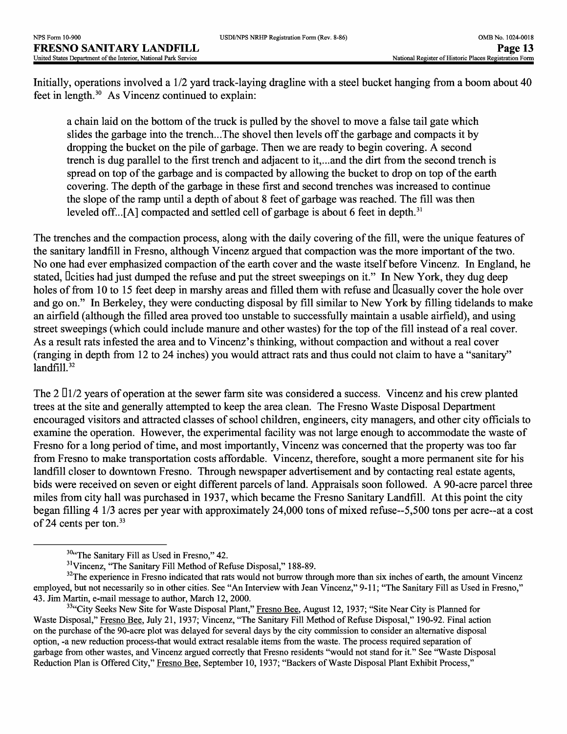Initially, operations involved a 1/2 yard track-laying dragline with a steel bucket hanging from a boom about 40 feet in length.[30] As Vincenz continued to explain:

> a chain laid on the bottom of the truck is pulled by the shovel to move a false tail gate which slides the garbage into the trench...The shovel then levels off the garbage and compacts it by dropping the bucket on the pile of garbage. Then we are ready to begin covering. A second trench is dug parallel to the first trench and adjacent to it,...and the dirt from the second trench is spread on top of the garbage and is compacted by allowing the bucket to drop on top of the earth covering. The depth of the garbage in these first and second trenches was increased to continue the slope of the ramp until a depth of about 8 feet of garbage was reached. The fill was then leveled off...[A] compacted and settled cell of garbage is about 6 feet in depth.[31]

The trenches and the compaction process, along with the daily covering of the fill, were the unique features of the sanitary landfill in Fresno, although Vincenz argued that compaction was the more important of the two. No one had ever emphasized compaction of the earth cover and the waste itself before Vincenz. In England, he stated, "cities had just dumped the refuse and put the street sweepings on it." In New York, they dug deep holes of from 10 to 15 feet deep in marshy areas and filled them with refuse and "casually cover the hole over and go on." In Berkeley, they were conducting disposal by fill similar to New York by filling tidelands to make an airfield (although the filled area proved too unstable to successfully maintain a usable airfield), and using street sweepings (which could include manure and other wastes) for the top of the fill instead of a real cover. As a result rats infested the area and to Vincenz's thinking, without compaction and without a real cover (ranging in depth from 12 to 24 inches) you would attract rats and thus could not claim to have a "sanitary" landfill.[32]

The 2 1/2 years of operation at the sewer farm site was considered a success. Vincenz and his crew planted trees at the site and generally attempted to keep the area clean. The Fresno Waste Disposal Department encouraged visitors and attracted classes of school children, engineers, city managers, and other city officials to examine the operation. However, the experimental facility was not large enough to accommodate the waste of Fresno for a long period of time, and most importantly, Vincenz was concerned that the property was too far from Fresno to make transportation costs affordable. Vincenz, therefore, sought a more permanent site for his landfill closer to downtown Fresno. Through newspaper advertisement and by contacting real estate agents, bids were received on seven or eight different parcels of land. Appraisals soon followed. A 90-acre parcel three miles from city hall was purchased in 1937, which became the Fresno Sanitary Landfill. At this point the city began filling 4 1/3 acres per year with approximately 24,000 tons of mixed refuse--5,500 tons per acre--at a cost of 24 cents per ton.[33]

---

[30] "The Sanitary Fill as Used in Fresno," 42.

[31] Vincenz, "The Sanitary Fill Method of Refuse Disposal," 188-89.

[32] The experience in Fresno indicated that rats would not burrow through more than six inches of earth, the amount Vincenz employed, but not necessarily so in other cities. See "An Interview with Jean Vincenz," 9-11; "The Sanitary Fill as Used in Fresno," 43. Jim Martin, e-mail message to author, March 12, 2000.

[33] "City Seeks New Site for Waste Disposal Plant," Fresno Bee, August 12, 1937; "Site Near City is Planned for Waste Disposal," Fresno Bee, July 21, 1937; Vincenz, "The Sanitary Fill Method of Refuse Disposal," 190-92. Final action on the purchase of the 90-acre plot was delayed for several days by the city commission to consider an alternative disposal option, -a new reduction process-that would extract resalable items from the waste. The process required separation of garbage from other wastes, and Vincenz argued correctly that Fresno residents "would not stand for it." See "Waste Disposal Reduction Plan is Offered City," Fresno Bee, September 10, 1937; "Backers of Waste Disposal Plant Exhibit Process,"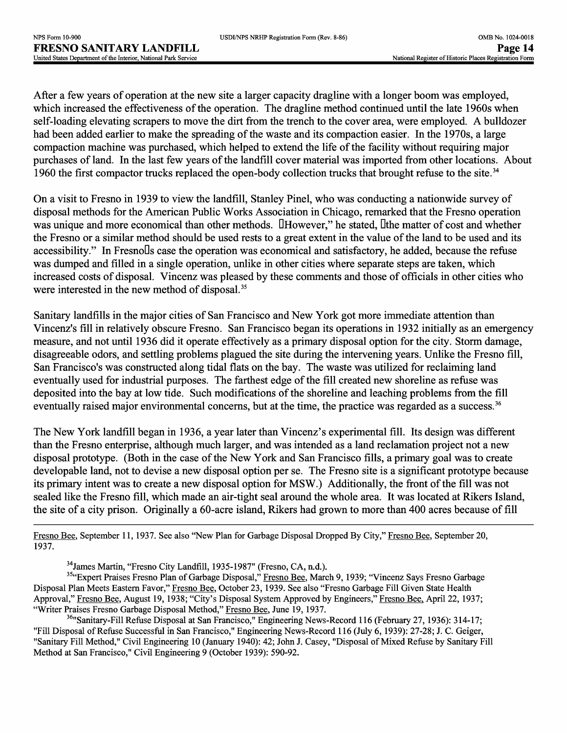After a few years of operation at the new site a larger capacity dragline with a longer boom was employed, which increased the effectiveness of the operation. The dragline method continued until the late 1960s when self-loading elevating scrapers to move the dirt from the trench to the cover area, were employed. A bulldozer had been added earlier to make the spreading of the waste and its compaction easier. In the 1970s, a large compaction machine was purchased, which helped to extend the life of the facility without requiring major purchases of land. In the last few years of the landfill cover material was imported from other locations. About 1960 the first compactor trucks replaced the open-body collection trucks that brought refuse to the site.[34]

On a visit to Fresno in 1939 to view the landfill, Stanley Pinel, who was conducting a nationwide survey of disposal methods for the American Public Works Association in Chicago, remarked that the Fresno operation was unique and more economical than other methods. "However," he stated, "the matter of cost and whether the Fresno or a similar method should be used rests to a great extent in the value of the land to be used and its accessibility." In Fresno's case the operation was economical and satisfactory, he added, because the refuse was dumped and filled in a single operation, unlike in other cities where separate steps are taken, which increased costs of disposal. Vincenz was pleased by these comments and those of officials in other cities who were interested in the new method of disposal.[35]

Sanitary landfills in the major cities of San Francisco and New York got more immediate attention than Vincenz's fill in relatively obscure Fresno. San Francisco began its operations in 1932 initially as an emergency measure, and not until 1936 did it operate effectively as a primary disposal option for the city. Storm damage, disagreeable odors, and settling problems plagued the site during the intervening years. Unlike the Fresno fill, San Francisco's was constructed along tidal flats on the bay. The waste was utilized for reclaiming land eventually used for industrial purposes. The farthest edge of the fill created new shoreline as refuse was deposited into the bay at low tide. Such modifications of the shoreline and leaching problems from the fill eventually raised major environmental concerns, but at the time, the practice was regarded as a success.[36]

The New York landfill began in 1936, a year later than Vincenz's experimental fill. Its design was different than the Fresno enterprise, although much larger, and was intended as a land reclamation project not a new disposal prototype. (Both in the case of the New York and San Francisco fills, a primary goal was to create developable land, not to devise a new disposal option per se. The Fresno site is a significant prototype because its primary intent was to create a new disposal option for MSW.) Additionally, the front of the fill was not sealed like the Fresno fill, which made an air-tight seal around the whole area. It was located at Rikers Island, the site of a city prison. Originally a 60-acre island, Rikers had grown to more than 400 acres because of fill

---

Fresno Bee, September 11, 1937. See also "New Plan for Garbage Disposal Dropped By City," Fresno Bee, September 20, 1937.

[34] James Martin, "Fresno City Landfill, 1935-1987" (Fresno, CA, n.d.).

[35] "Expert Praises Fresno Plan of Garbage Disposal," Fresno Bee, March 9, 1939; "Vincenz Says Fresno Garbage Disposal Plan Meets Eastern Favor," Fresno Bee, October 23, 1939. See also "Fresno Garbage Fill Given State Health Approval," Fresno Bee, August 19, 1938; "City's Disposal System Approved by Engineers," Fresno Bee, April 22, 1937; "Writer Praises Fresno Garbage Disposal Method," Fresno Bee, June 19, 1937.

[36] "Sanitary-Fill Refuse Disposal at San Francisco," Engineering News-Record 116 (February 27, 1936): 314-17; "Fill Disposal of Refuse Successful in San Francisco," Engineering News-Record 116 (July 6, 1939): 27-28; J. C. Geiger, "Sanitary Fill Method," Civil Engineering 10 (January 1940): 42; John J. Casey, "Disposal of Mixed Refuse by Sanitary Fill Method at San Francisco," Civil Engineering 9 (October 1939): 590-92.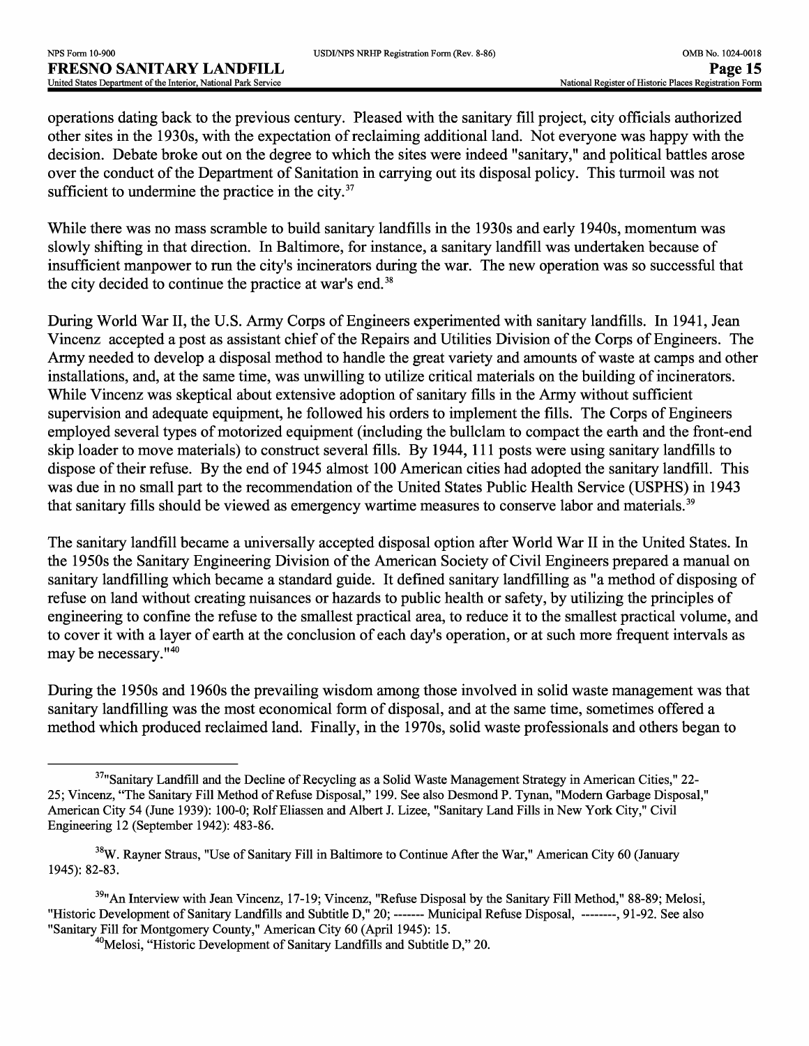operations dating back to the previous century. Pleased with the sanitary fill project, city officials authorized other sites in the 1930s, with the expectation of reclaiming additional land. Not everyone was happy with the decision. Debate broke out on the degree to which the sites were indeed "sanitary," and political battles arose over the conduct of the Department of Sanitation in carrying out its disposal policy. This turmoil was not sufficient to undermine the practice in the city.[37]

While there was no mass scramble to build sanitary landfills in the 1930s and early 1940s, momentum was slowly shifting in that direction. In Baltimore, for instance, a sanitary landfill was undertaken because of insufficient manpower to run the city's incinerators during the war. The new operation was so successful that the city decided to continue the practice at war's end.[38]

During World War II, the U.S. Army Corps of Engineers experimented with sanitary landfills. In 1941, Jean Vincenz accepted a post as assistant chief of the Repairs and Utilities Division of the Corps of Engineers. The Army needed to develop a disposal method to handle the great variety and amounts of waste at camps and other installations, and, at the same time, was unwilling to utilize critical materials on the building of incinerators. While Vincenz was skeptical about extensive adoption of sanitary fills in the Army without sufficient supervision and adequate equipment, he followed his orders to implement the fills. The Corps of Engineers employed several types of motorized equipment (including the bullclam to compact the earth and the front-end skip loader to move materials) to construct several fills. By 1944, 111 posts were using sanitary landfills to dispose of their refuse. By the end of 1945 almost 100 American cities had adopted the sanitary landfill. This was due in no small part to the recommendation of the United States Public Health Service (USPHS) in 1943 that sanitary fills should be viewed as emergency wartime measures to conserve labor and materials.[39]

The sanitary landfill became a universally accepted disposal option after World War II in the United States. In the 1950s the Sanitary Engineering Division of the American Society of Civil Engineers prepared a manual on sanitary landfilling which became a standard guide. It defined sanitary landfilling as "a method of disposing of refuse on land without creating nuisances or hazards to public health or safety, by utilizing the principles of engineering to confine the refuse to the smallest practical area, to reduce it to the smallest practical volume, and to cover it with a layer of earth at the conclusion of each day's operation, or at such more frequent intervals as may be necessary."[40]

During the 1950s and 1960s the prevailing wisdom among those involved in solid waste management was that sanitary landfilling was the most economical form of disposal, and at the same time, sometimes offered a method which produced reclaimed land. Finally, in the 1970s, solid waste professionals and others began to

---

[37] "Sanitary Landfill and the Decline of Recycling as a Solid Waste Management Strategy in American Cities," 22-25; Vincenz, "The Sanitary Fill Method of Refuse Disposal," 199. See also Desmond P. Tynan, "Modern Garbage Disposal," American City 54 (June 1939): 100-0; Rolf Eliassen and Albert J. Lizee, "Sanitary Land Fills in New York City," Civil Engineering 12 (September 1942): 483-86.

[38] W. Rayner Straus, "Use of Sanitary Fill in Baltimore to Continue After the War," American City 60 (January 1945): 82-83.

[39] "An Interview with Jean Vincenz, 17-19; Vincenz, "Refuse Disposal by the Sanitary Fill Method," 88-89; Melosi, "Historic Development of Sanitary Landfills and Subtitle D," 20; ------- Municipal Refuse Disposal, --------, 91-92. See also "Sanitary Fill for Montgomery County," American City 60 (April 1945): 15.

[40] Melosi, "Historic Development of Sanitary Landfills and Subtitle D," 20.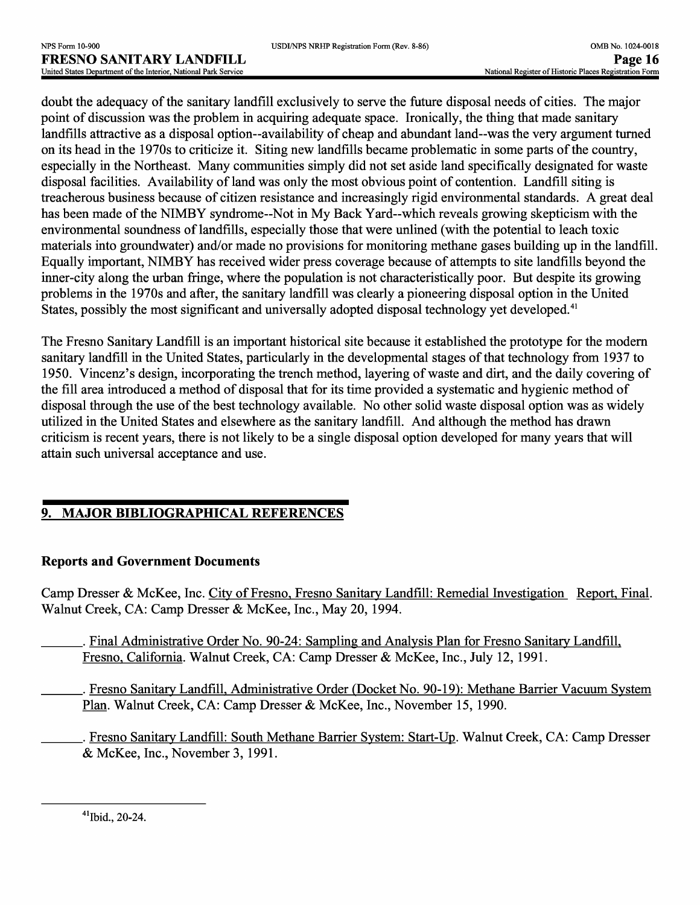doubt the adequacy of the sanitary landfill exclusively to serve the future disposal needs of cities. The major point of discussion was the problem in acquiring adequate space. Ironically, the thing that made sanitary landfills attractive as a disposal option--availability of cheap and abundant land--was the very argument turned on its head in the 1970s to criticize it. Siting new landfills became problematic in some parts of the country, especially in the Northeast. Many communities simply did not set aside land specifically designated for waste disposal facilities. Availability of land was only the most obvious point of contention. Landfill siting is treacherous business because of citizen resistance and increasingly rigid environmental standards. A great deal has been made of the NIMBY syndrome--Not in My Back Yard--which reveals growing skepticism with the environmental soundness of landfills, especially those that were unlined (with the potential to leach toxic materials into groundwater) and/or made no provisions for monitoring methane gases building up in the landfill. Equally important, NIMBY has received wider press coverage because of attempts to site landfills beyond the inner-city along the urban fringe, where the population is not characteristically poor. But despite its growing problems in the 1970s and after, the sanitary landfill was clearly a pioneering disposal option in the United States, possibly the most significant and universally adopted disposal technology yet developed.[41]

The Fresno Sanitary Landfill is an important historical site because it established the prototype for the modern sanitary landfill in the United States, particularly in the developmental stages of that technology from 1937 to 1950. Vincenz's design, incorporating the trench method, layering of waste and dirt, and the daily covering of the fill area introduced a method of disposal that for its time provided a systematic and hygienic method of disposal through the use of the best technology available. No other solid waste disposal option was as widely utilized in the United States and elsewhere as the sanitary landfill. And although the method has drawn criticism is recent years, there is not likely to be a single disposal option developed for many years that will attain such universal acceptance and use.

## 9. MAJOR BIBLIOGRAPHICAL REFERENCES

### Reports and Government Documents

Camp Dresser & McKee, Inc. City of Fresno, Fresno Sanitary Landfill: Remedial Investigation Report, Final. Walnut Creek, CA: Camp Dresser & McKee, Inc., May 20, 1994.

______. Final Administrative Order No. 90-24: Sampling and Analysis Plan for Fresno Sanitary Landfill, Fresno, California. Walnut Creek, CA: Camp Dresser & McKee, Inc., July 12, 1991.

______. Fresno Sanitary Landfill, Administrative Order (Docket No. 90-19): Methane Barrier Vacuum System Plan. Walnut Creek, CA: Camp Dresser & McKee, Inc., November 15, 1990.

______. Fresno Sanitary Landfill: South Methane Barrier System: Start-Up. Walnut Creek, CA: Camp Dresser & McKee, Inc., November 3, 1991.

[41] Ibid., 20-24.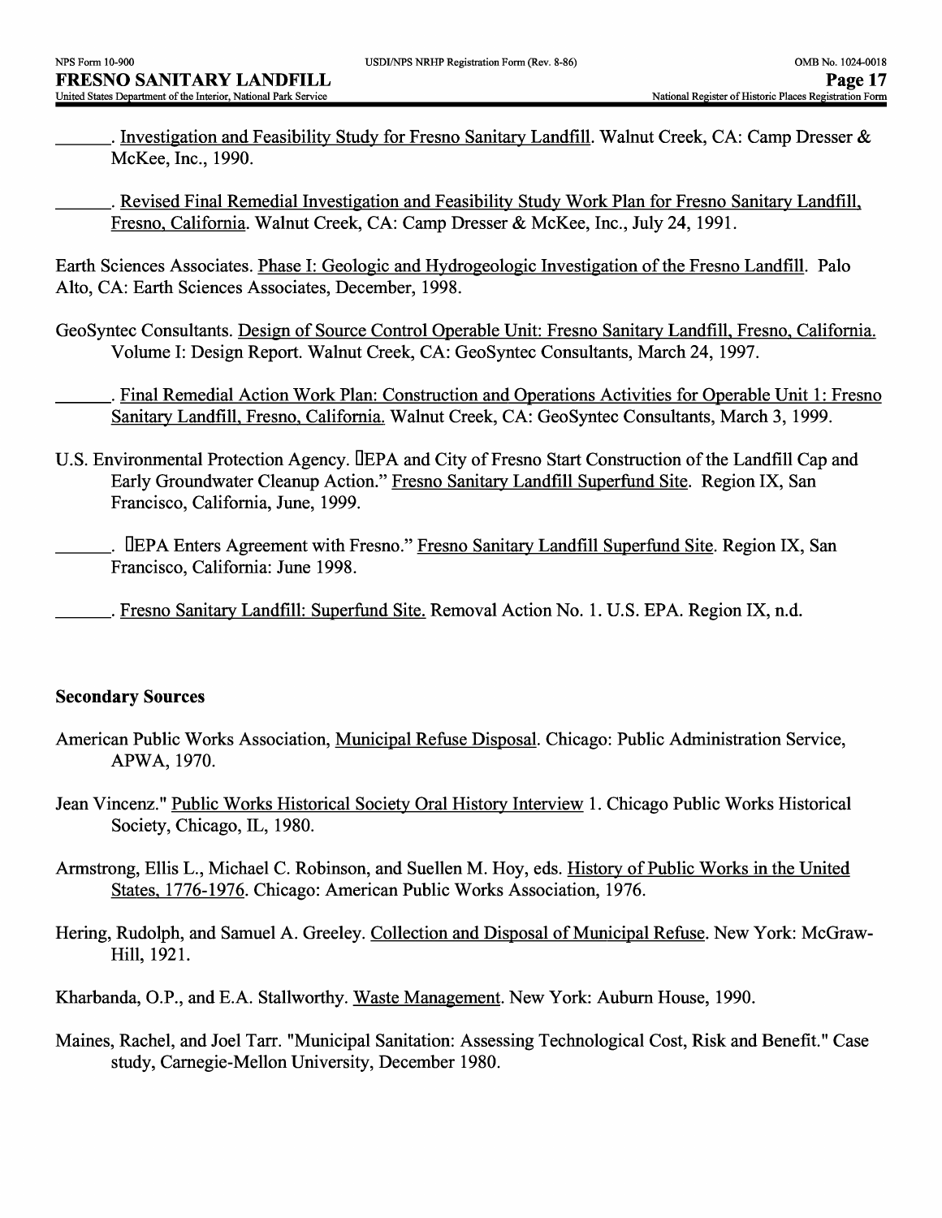______. Investigation and Feasibility Study for Fresno Sanitary Landfill. Walnut Creek, CA: Camp Dresser & McKee, Inc., 1990.

______. Revised Final Remedial Investigation and Feasibility Study Work Plan for Fresno Sanitary Landfill, Fresno, California. Walnut Creek, CA: Camp Dresser & McKee, Inc., July 24, 1991.

Earth Sciences Associates. Phase I: Geologic and Hydrogeologic Investigation of the Fresno Landfill. Palo Alto, CA: Earth Sciences Associates, December, 1998.

GeoSyntec Consultants. Design of Source Control Operable Unit: Fresno Sanitary Landfill, Fresno, California. Volume I: Design Report. Walnut Creek, CA: GeoSyntec Consultants, March 24, 1997.

______. Final Remedial Action Work Plan: Construction and Operations Activities for Operable Unit 1: Fresno Sanitary Landfill, Fresno, California. Walnut Creek, CA: GeoSyntec Consultants, March 3, 1999.

U.S. Environmental Protection Agency. "EPA and City of Fresno Start Construction of the Landfill Cap and Early Groundwater Cleanup Action." Fresno Sanitary Landfill Superfund Site. Region IX, San Francisco, California, June, 1999.

______. "EPA Enters Agreement with Fresno." Fresno Sanitary Landfill Superfund Site. Region IX, San Francisco, California: June 1998.

______. Fresno Sanitary Landfill: Superfund Site. Removal Action No. 1. U.S. EPA. Region IX, n.d.

**Secondary Sources**

American Public Works Association, Municipal Refuse Disposal. Chicago: Public Administration Service, APWA, 1970.

Jean Vincenz." Public Works Historical Society Oral History Interview 1. Chicago Public Works Historical Society, Chicago, IL, 1980.

Armstrong, Ellis L., Michael C. Robinson, and Suellen M. Hoy, eds. History of Public Works in the United States, 1776-1976. Chicago: American Public Works Association, 1976.

Hering, Rudolph, and Samuel A. Greeley. Collection and Disposal of Municipal Refuse. New York: McGraw-Hill, 1921.

Kharbanda, O.P., and E.A. Stallworthy. Waste Management. New York: Auburn House, 1990.

Maines, Rachel, and Joel Tarr. "Municipal Sanitation: Assessing Technological Cost, Risk and Benefit." Case study, Carnegie-Mellon University, December 1980.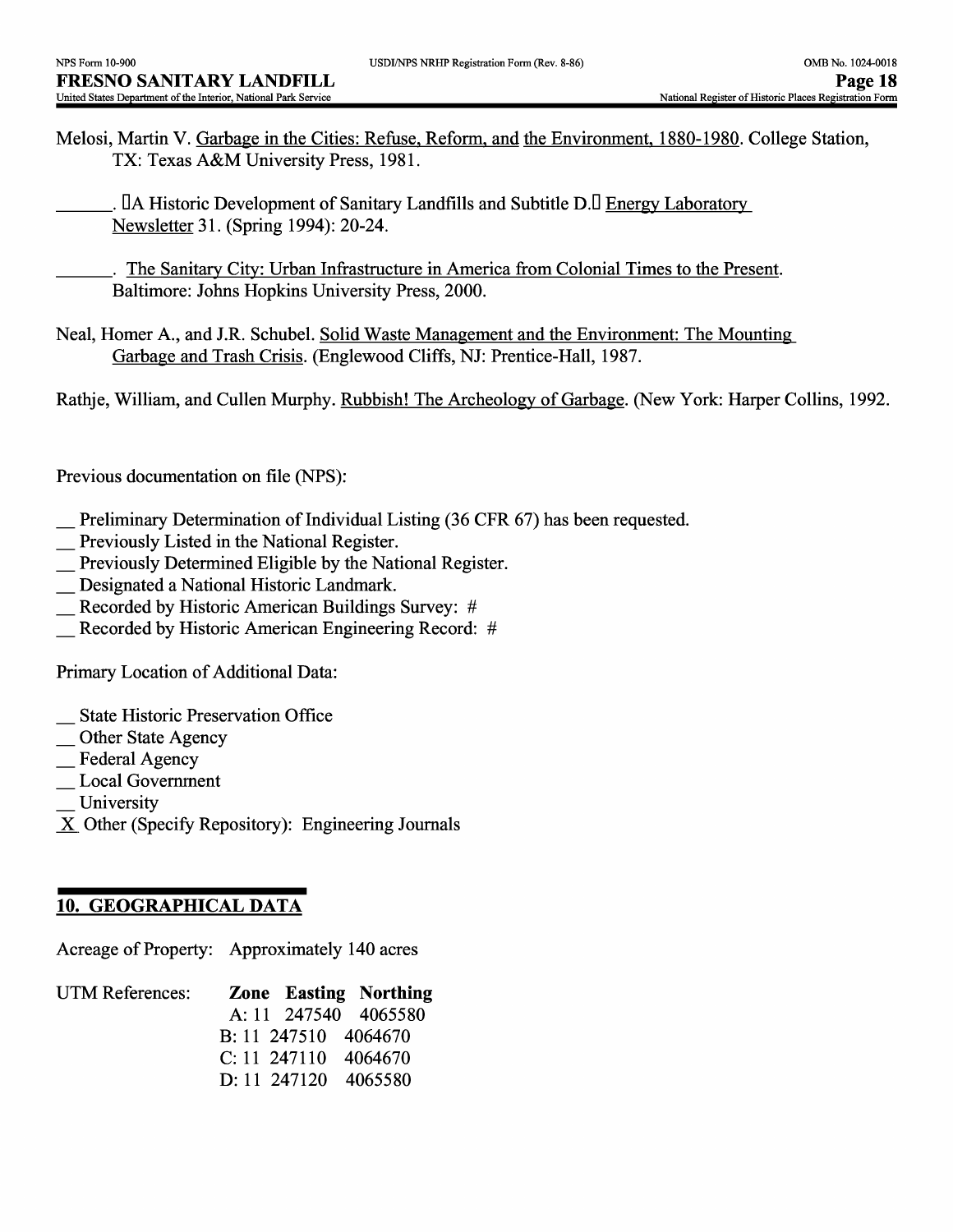Melosi, Martin V. Garbage in the Cities: Refuse, Reform, and the Environment, 1880-1980. College Station, TX: Texas A&M University Press, 1981.

______. A Historic Development of Sanitary Landfills and Subtitle D. Energy Laboratory Newsletter 31. (Spring 1994): 20-24.

______. The Sanitary City: Urban Infrastructure in America from Colonial Times to the Present. Baltimore: Johns Hopkins University Press, 2000.

Neal, Homer A., and J.R. Schubel. Solid Waste Management and the Environment: The Mounting Garbage and Trash Crisis. (Englewood Cliffs, NJ: Prentice-Hall, 1987.

Rathje, William, and Cullen Murphy. Rubbish! The Archeology of Garbage. (New York: Harper Collins, 1992.

Previous documentation on file (NPS):

__ Preliminary Determination of Individual Listing (36 CFR 67) has been requested.
__ Previously Listed in the National Register.
__ Previously Determined Eligible by the National Register.
__ Designated a National Historic Landmark.
__ Recorded by Historic American Buildings Survey: #
__ Recorded by Historic American Engineering Record: #

Primary Location of Additional Data:

__ State Historic Preservation Office
__ Other State Agency
__ Federal Agency
__ Local Government
__ University
X Other (Specify Repository): Engineering Journals

## 10. GEOGRAPHICAL DATA

Acreage of Property: Approximately 140 acres

UTM References:

| | Zone | Easting | Northing |
|---|---|---|---|
| A: | 11 | 247540 | 4065580 |
| B: | 11 | 247510 | 4064670 |
| C: | 11 | 247110 | 4064670 |
| D: | 11 | 247120 | 4065580 |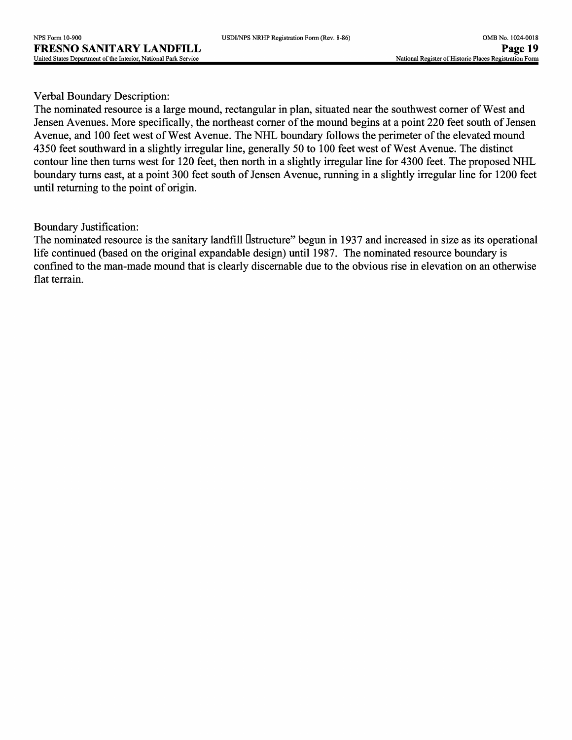Verbal Boundary Description:
The nominated resource is a large mound, rectangular in plan, situated near the southwest corner of West and Jensen Avenues. More specifically, the northeast corner of the mound begins at a point 220 feet south of Jensen Avenue, and 100 feet west of West Avenue. The NHL boundary follows the perimeter of the elevated mound 4350 feet southward in a slightly irregular line, generally 50 to 100 feet west of West Avenue. The distinct contour line then turns west for 120 feet, then north in a slightly irregular line for 4300 feet. The proposed NHL boundary turns east, at a point 300 feet south of Jensen Avenue, running in a slightly irregular line for 1200 feet until returning to the point of origin.

Boundary Justification:
The nominated resource is the sanitary landfill "structure" begun in 1937 and increased in size as its operational life continued (based on the original expandable design) until 1987. The nominated resource boundary is confined to the man-made mound that is clearly discernable due to the obvious rise in elevation on an otherwise flat terrain.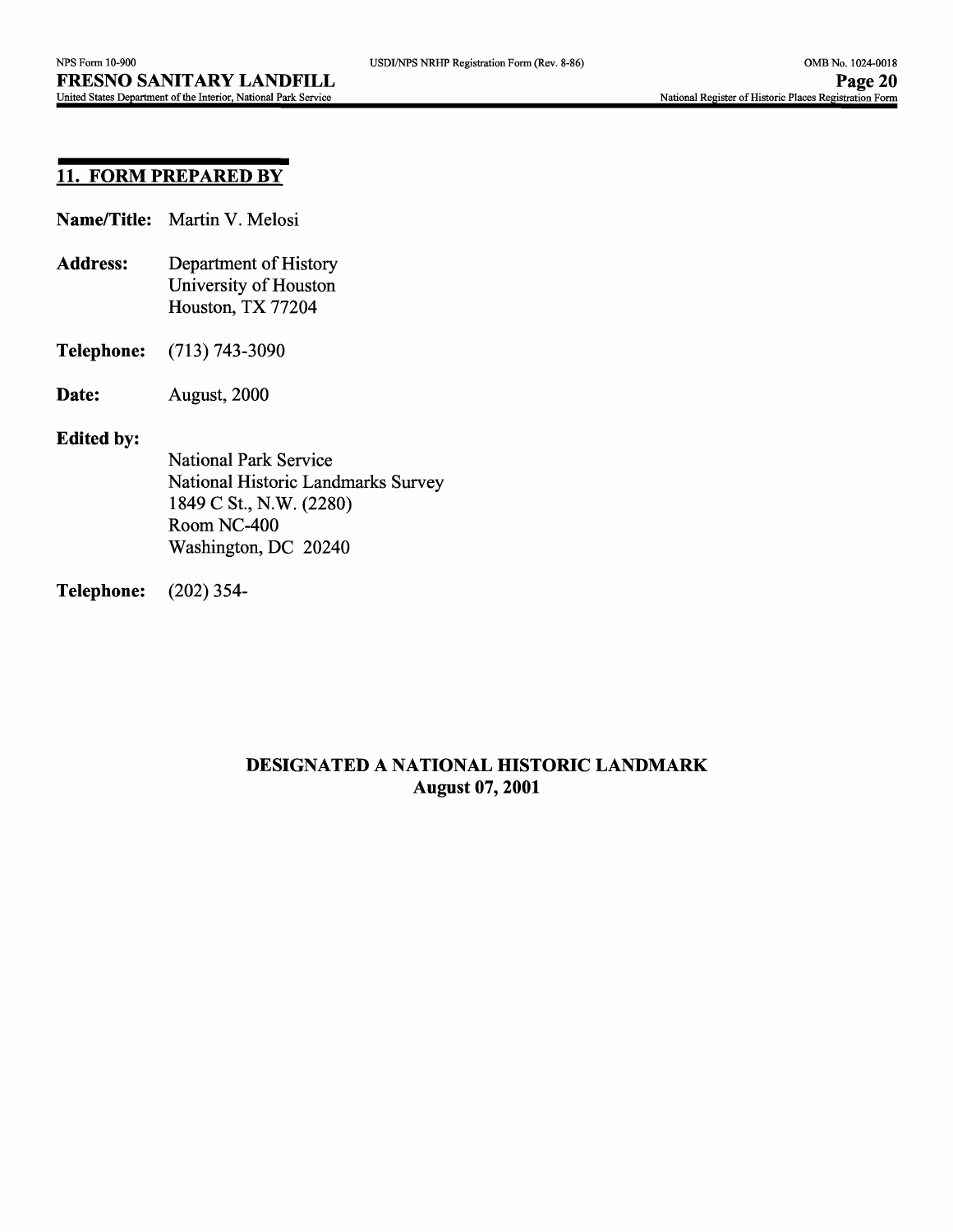## 11. FORM PREPARED BY

**Name/Title:** Martin V. Melosi

**Address:** Department of History
University of Houston
Houston, TX 77204

**Telephone:** (713) 743-3090

**Date:** August, 2000

**Edited by:**
National Park Service
National Historic Landmarks Survey
1849 C St., N.W. (2280)
Room NC-400
Washington, DC 20240

**Telephone:** (202) 354-

**DESIGNATED A NATIONAL HISTORIC LANDMARK**
**August 07, 2001**